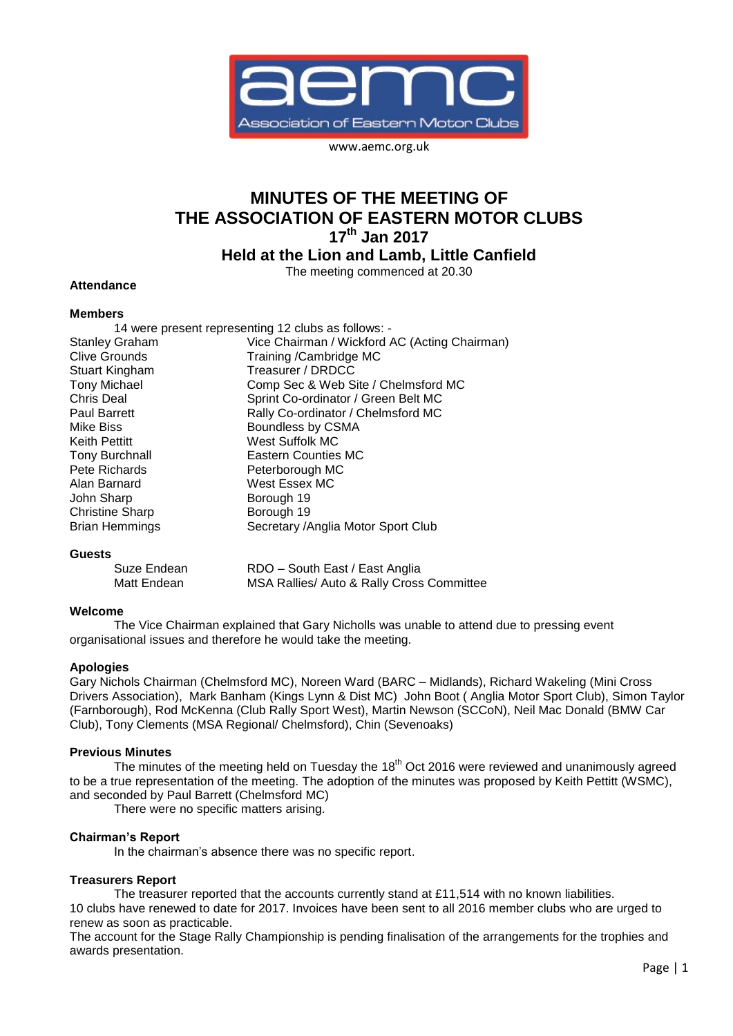aemc

Association of Eastern Motor Clubs

www.aemc.org.uk

# MINUTES OF THE MEETING OF THE ASSOCIATION OF EASTERN MOTOR CLUBS 17th Jan 2017

## Held at the Lion and Lamb, Little Canfield

The meeting commenced at 20.30

**Attendance**

**Members**

14 were present representing 12 clubs as follows: -

| | |
|---|---|
| Stanley Graham | Vice Chairman / Wickford AC (Acting Chairman) |
| Clive Grounds | Training /Cambridge MC |
| Stuart Kingham | Treasurer / DRDCC |
| Tony Michael | Comp Sec & Web Site / Chelmsford MC |
| Chris Deal | Sprint Co-ordinator / Green Belt MC |
| Paul Barrett | Rally Co-ordinator / Chelmsford MC |
| Mike Biss | Boundless by CSMA |
| Keith Pettitt | West Suffolk MC |
| Tony Burchnall | Eastern Counties MC |
| Pete Richards | Peterborough MC |
| Alan Barnard | West Essex MC |
| John Sharp | Borough 19 |
| Christine Sharp | Borough 19 |
| Brian Hemmings | Secretary /Anglia Motor Sport Club |

**Guests**

| | |
|---|---|
| Suze Endean | RDO – South East / East Anglia |
| Matt Endean | MSA Rallies/ Auto & Rally Cross Committee |

**Welcome**

The Vice Chairman explained that Gary Nicholls was unable to attend due to pressing event organisational issues and therefore he would take the meeting.

**Apologies**

Gary Nichols Chairman (Chelmsford MC), Noreen Ward (BARC – Midlands), Richard Wakeling (Mini Cross Drivers Association), Mark Banham (Kings Lynn & Dist MC) John Boot ( Anglia Motor Sport Club), Simon Taylor (Farnborough), Rod McKenna (Club Rally Sport West), Martin Newson (SCCoN), Neil Mac Donald (BMW Car Club), Tony Clements (MSA Regional/ Chelmsford), Chin (Sevenoaks)

**Previous Minutes**

The minutes of the meeting held on Tuesday the 18th Oct 2016 were reviewed and unanimously agreed to be a true representation of the meeting. The adoption of the minutes was proposed by Keith Pettitt (WSMC), and seconded by Paul Barrett (Chelmsford MC)

There were no specific matters arising.

**Chairman's Report**

In the chairman's absence there was no specific report.

**Treasurers Report**

The treasurer reported that the accounts currently stand at £11,514 with no known liabilities.

10 clubs have renewed to date for 2017. Invoices have been sent to all 2016 member clubs who are urged to renew as soon as practicable.

The account for the Stage Rally Championship is pending finalisation of the arrangements for the trophies and awards presentation.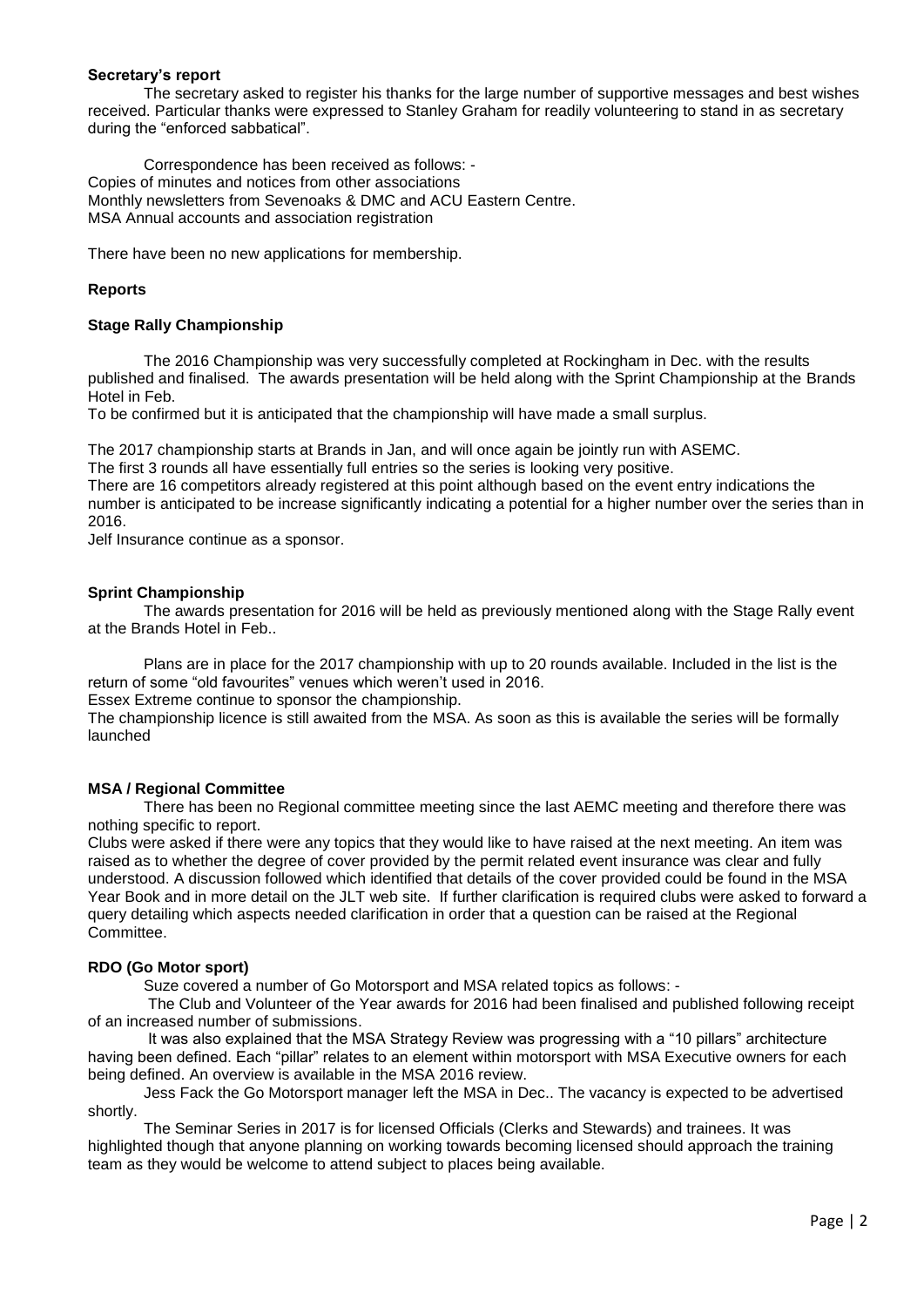**Secretary's report**

The secretary asked to register his thanks for the large number of supportive messages and best wishes received. Particular thanks were expressed to Stanley Graham for readily volunteering to stand in as secretary during the "enforced sabbatical".

Correspondence has been received as follows: -
Copies of minutes and notices from other associations
Monthly newsletters from Sevenoaks & DMC and ACU Eastern Centre.
MSA Annual accounts and association registration

There have been no new applications for membership.

**Reports**

**Stage Rally Championship**

The 2016 Championship was very successfully completed at Rockingham in Dec. with the results published and finalised. The awards presentation will be held along with the Sprint Championship at the Brands Hotel in Feb.
To be confirmed but it is anticipated that the championship will have made a small surplus.

The 2017 championship starts at Brands in Jan, and will once again be jointly run with ASEMC.
The first 3 rounds all have essentially full entries so the series is looking very positive.
There are 16 competitors already registered at this point although based on the event entry indications the number is anticipated to be increase significantly indicating a potential for a higher number over the series than in 2016.
Jelf Insurance continue as a sponsor.

**Sprint Championship**

The awards presentation for 2016 will be held as previously mentioned along with the Stage Rally event at the Brands Hotel in Feb..

Plans are in place for the 2017 championship with up to 20 rounds available. Included in the list is the return of some "old favourites" venues which weren't used in 2016.
Essex Extreme continue to sponsor the championship.
The championship licence is still awaited from the MSA. As soon as this is available the series will be formally launched

**MSA / Regional Committee**

There has been no Regional committee meeting since the last AEMC meeting and therefore there was nothing specific to report.
Clubs were asked if there were any topics that they would like to have raised at the next meeting. An item was raised as to whether the degree of cover provided by the permit related event insurance was clear and fully understood. A discussion followed which identified that details of the cover provided could be found in the MSA Year Book and in more detail on the JLT web site. If further clarification is required clubs were asked to forward a query detailing which aspects needed clarification in order that a question can be raised at the Regional Committee.

**RDO (Go Motor sport)**

Suze covered a number of Go Motorsport and MSA related topics as follows: -

The Club and Volunteer of the Year awards for 2016 had been finalised and published following receipt of an increased number of submissions.

It was also explained that the MSA Strategy Review was progressing with a "10 pillars" architecture having been defined. Each "pillar" relates to an element within motorsport with MSA Executive owners for each being defined. An overview is available in the MSA 2016 review.

Jess Fack the Go Motorsport manager left the MSA in Dec.. The vacancy is expected to be advertised shortly.

The Seminar Series in 2017 is for licensed Officials (Clerks and Stewards) and trainees. It was highlighted though that anyone planning on working towards becoming licensed should approach the training team as they would be welcome to attend subject to places being available.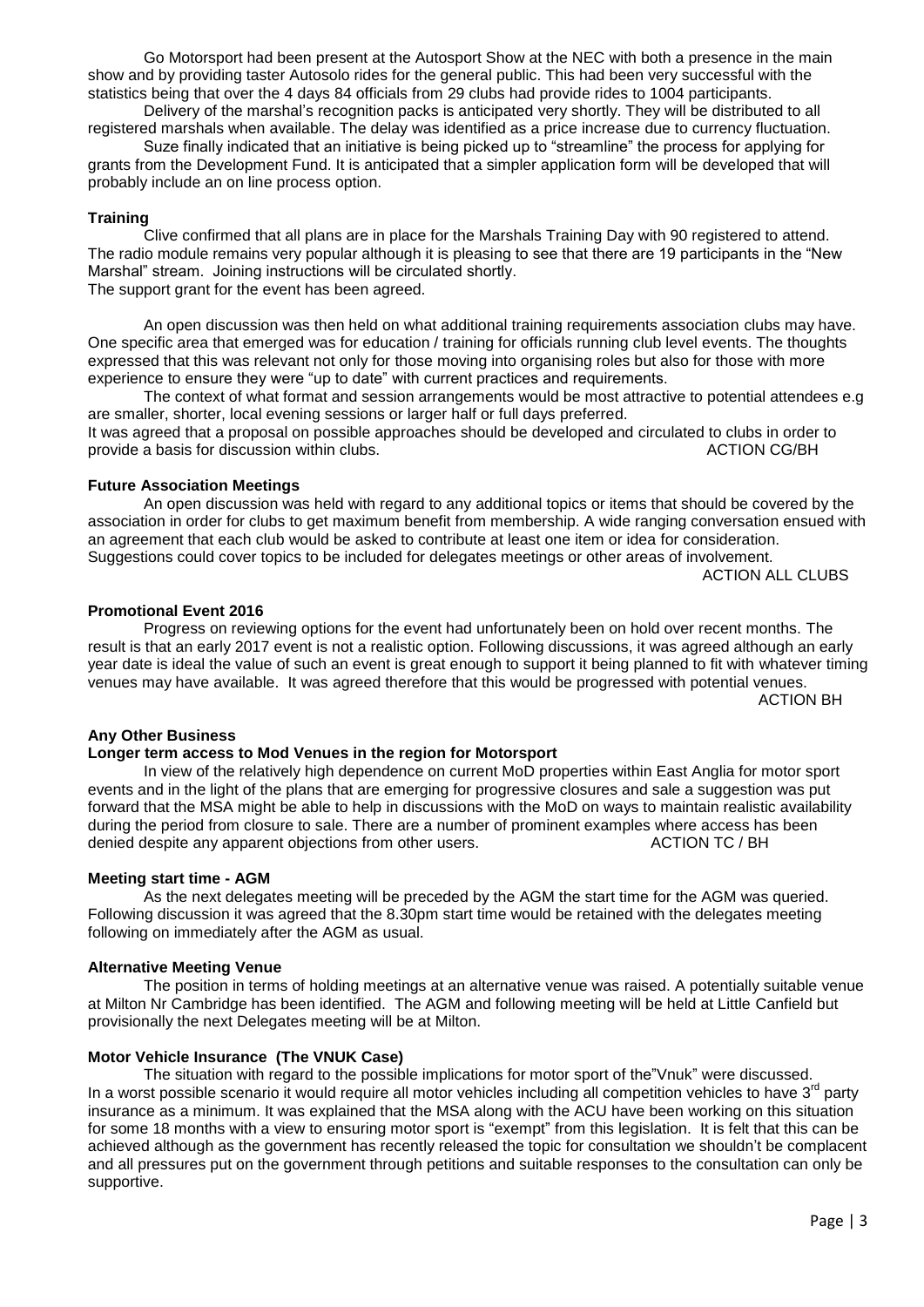Go Motorsport had been present at the Autosport Show at the NEC with both a presence in the main show and by providing taster Autosolo rides for the general public. This had been very successful with the statistics being that over the 4 days 84 officials from 29 clubs had provide rides to 1004 participants.

Delivery of the marshal's recognition packs is anticipated very shortly. They will be distributed to all registered marshals when available. The delay was identified as a price increase due to currency fluctuation.

Suze finally indicated that an initiative is being picked up to "streamline" the process for applying for grants from the Development Fund. It is anticipated that a simpler application form will be developed that will probably include an on line process option.

**Training**

Clive confirmed that all plans are in place for the Marshals Training Day with 90 registered to attend. The radio module remains very popular although it is pleasing to see that there are 19 participants in the "New Marshal" stream. Joining instructions will be circulated shortly.
The support grant for the event has been agreed.

An open discussion was then held on what additional training requirements association clubs may have. One specific area that emerged was for education / training for officials running club level events. The thoughts expressed that this was relevant not only for those moving into organising roles but also for those with more experience to ensure they were "up to date" with current practices and requirements.

The context of what format and session arrangements would be most attractive to potential attendees e.g are smaller, shorter, local evening sessions or larger half or full days preferred.
It was agreed that a proposal on possible approaches should be developed and circulated to clubs in order to provide a basis for discussion within clubs. ACTION CG/BH

**Future Association Meetings**

An open discussion was held with regard to any additional topics or items that should be covered by the association in order for clubs to get maximum benefit from membership. A wide ranging conversation ensued with an agreement that each club would be asked to contribute at least one item or idea for consideration. Suggestions could cover topics to be included for delegates meetings or other areas of involvement.

ACTION ALL CLUBS

**Promotional Event 2016**

Progress on reviewing options for the event had unfortunately been on hold over recent months. The result is that an early 2017 event is not a realistic option. Following discussions, it was agreed although an early year date is ideal the value of such an event is great enough to support it being planned to fit with whatever timing venues may have available. It was agreed therefore that this would be progressed with potential venues.

ACTION BH

**Any Other Business**

**Longer term access to Mod Venues in the region for Motorsport**

In view of the relatively high dependence on current MoD properties within East Anglia for motor sport events and in the light of the plans that are emerging for progressive closures and sale a suggestion was put forward that the MSA might be able to help in discussions with the MoD on ways to maintain realistic availability during the period from closure to sale. There are a number of prominent examples where access has been denied despite any apparent objections from other users. ACTION TC / BH

**Meeting start time - AGM**

As the next delegates meeting will be preceded by the AGM the start time for the AGM was queried. Following discussion it was agreed that the 8.30pm start time would be retained with the delegates meeting following on immediately after the AGM as usual.

**Alternative Meeting Venue**

The position in terms of holding meetings at an alternative venue was raised. A potentially suitable venue at Milton Nr Cambridge has been identified. The AGM and following meeting will be held at Little Canfield but provisionally the next Delegates meeting will be at Milton.

**Motor Vehicle Insurance (The VNUK Case)**

The situation with regard to the possible implications for motor sport of the"Vnuk" were discussed. In a worst possible scenario it would require all motor vehicles including all competition vehicles to have 3rd party insurance as a minimum. It was explained that the MSA along with the ACU have been working on this situation for some 18 months with a view to ensuring motor sport is "exempt" from this legislation. It is felt that this can be achieved although as the government has recently released the topic for consultation we shouldn't be complacent and all pressures put on the government through petitions and suitable responses to the consultation can only be supportive.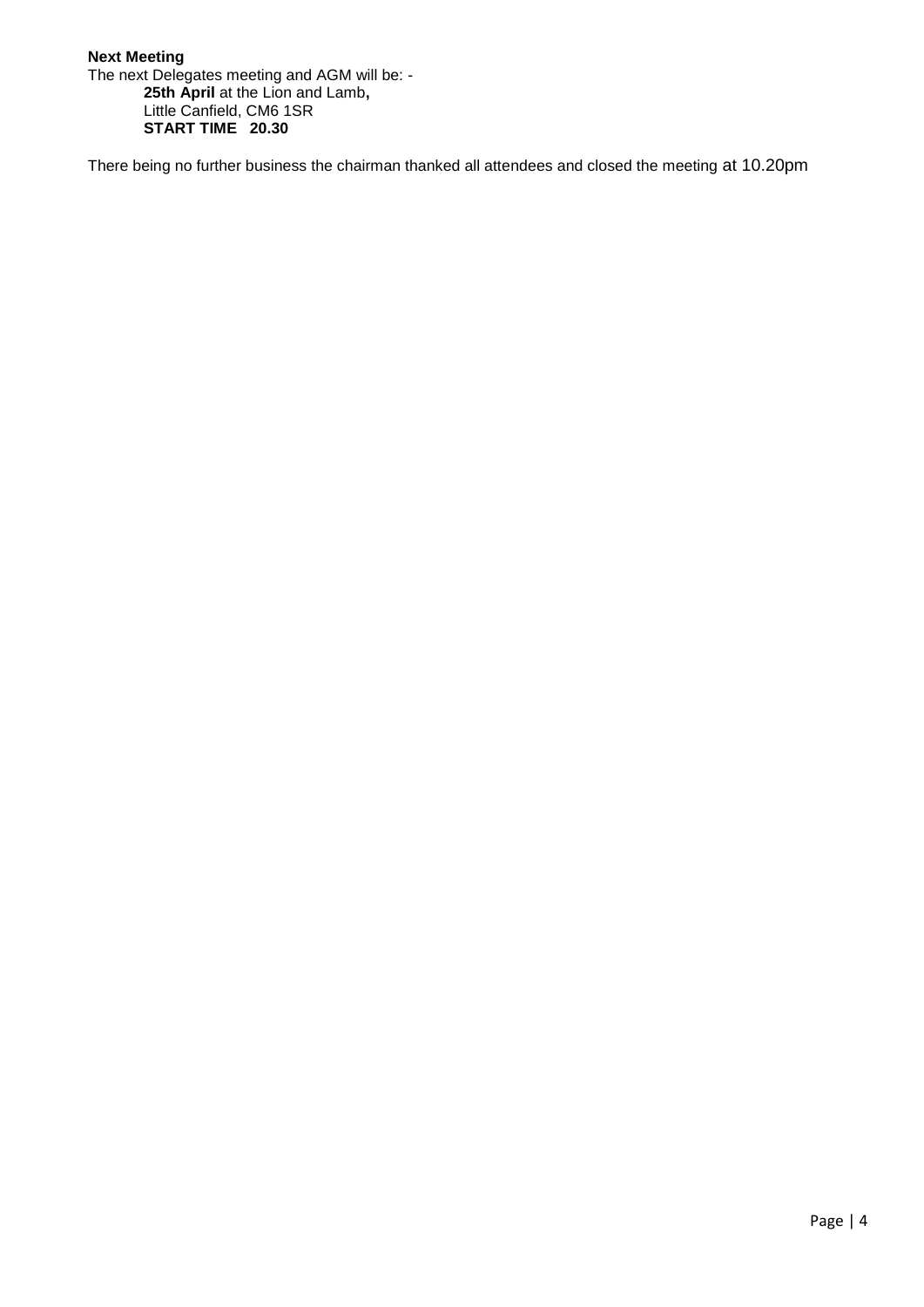**Next Meeting**

The next Delegates meeting and AGM will be: -

> **25th April** at the Lion and Lamb**,**
> Little Canfield, CM6 1SR
> **START TIME 20.30**

There being no further business the chairman thanked all attendees and closed the meeting at 10.20pm